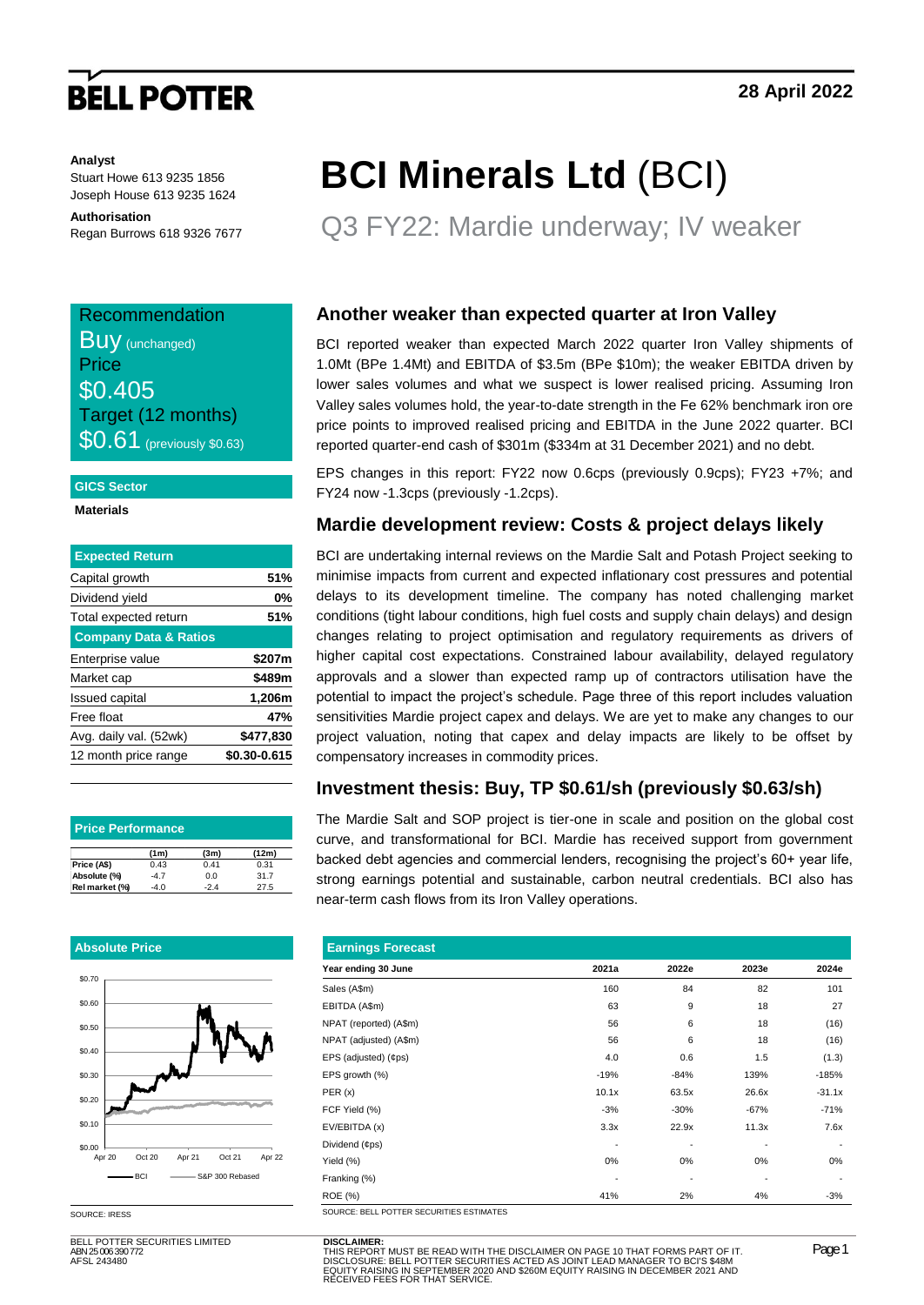BELL POTTER

28 April 2022

**Analyst**
Stuart Howe 613 9235 1856
Joseph House 613 9235 1624

**Authorisation**
Regan Burrows 618 9326 7677

# BCI Minerals Ltd (BCI)

## Q3 FY22: Mardie underway; IV weaker

Recommendation
Buy (unchanged)
Price
$0.405
Target (12 months)
$0.61 (previously $0.63)

**GICS Sector**

Materials

| Expected Return | |
|---|---|
| Capital growth | 51% |
| Dividend yield | 0% |
| Total expected return | 51% |
| **Company Data & Ratios** | |
| Enterprise value | $207m |
| Market cap | $489m |
| Issued capital | 1,206m |
| Free float | 47% |
| Avg. daily val. (52wk) | $477,830 |
| 12 month price range | $0.30-0.615 |

**Price Performance**

| | (1m) | (3m) | (12m) |
|---|---|---|---|
| Price (A$) | 0.43 | 0.41 | 0.31 |
| Absolute (%) | -4.7 | 0.0 | 31.7 |
| Rel market (%) | -4.0 | -2.4 | 27.5 |

**Absolute Price**

SOURCE: IRESS

### Another weaker than expected quarter at Iron Valley

BCI reported weaker than expected March 2022 quarter Iron Valley shipments of 1.0Mt (BPe 1.4Mt) and EBITDA of $3.5m (BPe $10m); the weaker EBITDA driven by lower sales volumes and what we suspect is lower realised pricing. Assuming Iron Valley sales volumes hold, the year-to-date strength in the Fe 62% benchmark iron ore price points to improved realised pricing and EBITDA in the June 2022 quarter. BCI reported quarter-end cash of $301m ($334m at 31 December 2021) and no debt.

EPS changes in this report: FY22 now 0.6cps (previously 0.9cps); FY23 +7%; and FY24 now -1.3cps (previously -1.2cps).

### Mardie development review: Costs & project delays likely

BCI are undertaking internal reviews on the Mardie Salt and Potash Project seeking to minimise impacts from current and expected inflationary cost pressures and potential delays to its development timeline. The company has noted challenging market conditions (tight labour conditions, high fuel costs and supply chain delays) and design changes relating to project optimisation and regulatory requirements as drivers of higher capital cost expectations. Constrained labour availability, delayed regulatory approvals and a slower than expected ramp up of contractors utilisation have the potential to impact the project's schedule. Page three of this report includes valuation sensitivities Mardie project capex and delays. We are yet to make any changes to our project valuation, noting that capex and delay impacts are likely to be offset by compensatory increases in commodity prices.

### Investment thesis: Buy, TP $0.61/sh (previously $0.63/sh)

The Mardie Salt and SOP project is tier-one in scale and position on the global cost curve, and transformational for BCI. Mardie has received support from government backed debt agencies and commercial lenders, recognising the project's 60+ year life, strong earnings potential and sustainable, carbon neutral credentials. BCI also has near-term cash flows from its Iron Valley operations.

**Earnings Forecast**

| Year ending 30 June | 2021a | 2022e | 2023e | 2024e |
|---|---|---|---|---|
| Sales (A$m) | 160 | 84 | 82 | 101 |
| EBITDA (A$m) | 63 | 9 | 18 | 27 |
| NPAT (reported) (A$m) | 56 | 6 | 18 | (16) |
| NPAT (adjusted) (A$m) | 56 | 6 | 18 | (16) |
| EPS (adjusted) (¢ps) | 4.0 | 0.6 | 1.5 | (1.3) |
| EPS growth (%) | -19% | -84% | 139% | -185% |
| PER (x) | 10.1x | 63.5x | 26.6x | -31.1x |
| FCF Yield (%) | -3% | -30% | -67% | -71% |
| EV/EBITDA (x) | 3.3x | 22.9x | 11.3x | 7.6x |
| Dividend (¢ps) | - | - | - | - |
| Yield (%) | 0% | 0% | 0% | 0% |
| Franking (%) | - | - | - | - |
| ROE (%) | 41% | 2% | 4% | -3% |

SOURCE: BELL POTTER SECURITIES ESTIMATES

BELL POTTER SECURITIES LIMITED
ABN 25 006 390 772
AFSL 243480

**DISCLAIMER:**
THIS REPORT MUST BE READ WITH THE DISCLAIMER ON PAGE 10 THAT FORMS PART OF IT.
DISCLOSURE: BELL POTTER SECURITIES ACTED AS JOINT LEAD MANAGER TO BCI'S $48M EQUITY RAISING IN SEPTEMBER 2020 AND $260M EQUITY RAISING IN DECEMBER 2021 AND RECEIVED FEES FOR THAT SERVICE.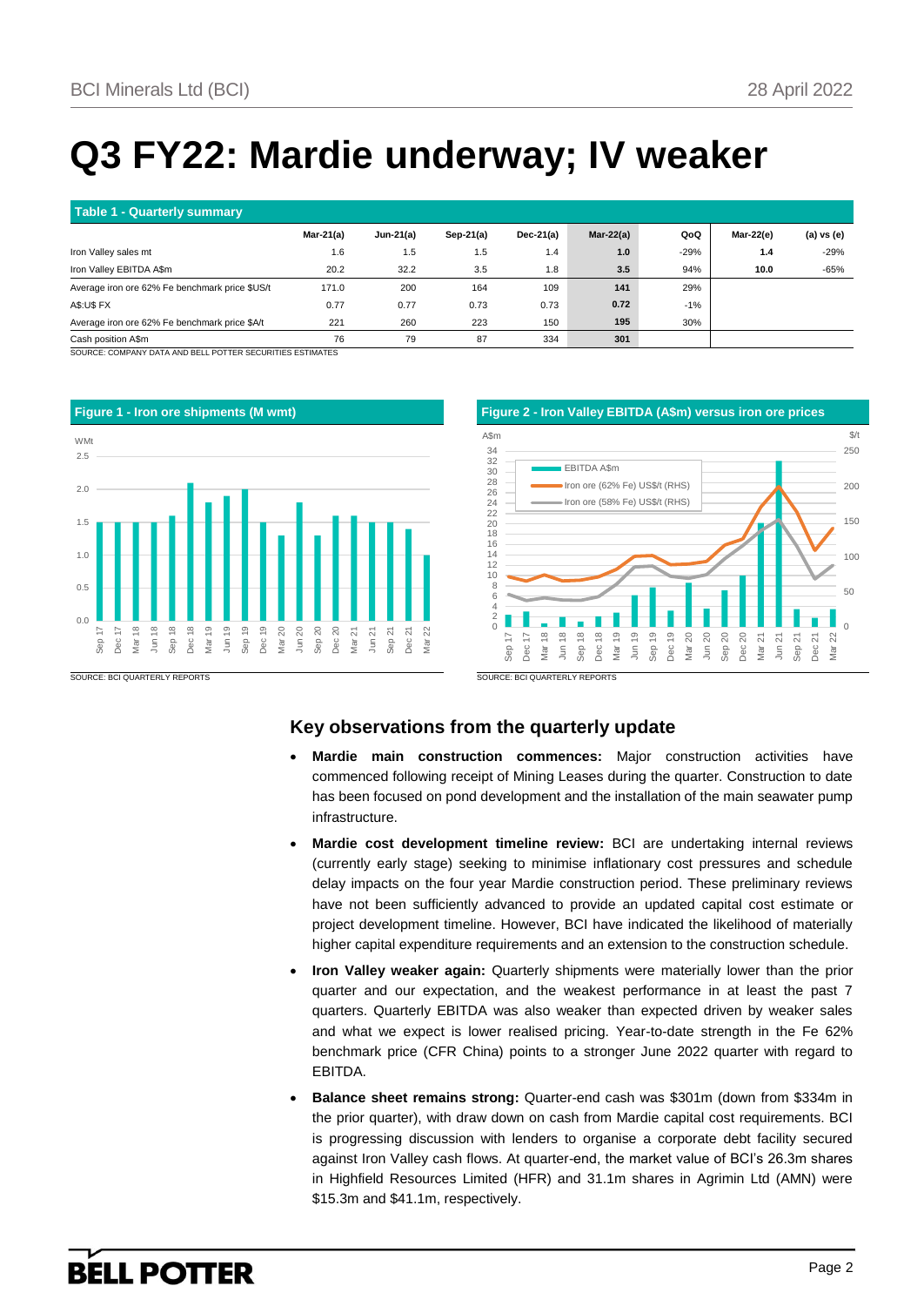# Q3 FY22: Mardie underway; IV weaker

**Table 1 - Quarterly summary**

| | Mar-21(a) | Jun-21(a) | Sep-21(a) | Dec-21(a) | Mar-22(a) | QoQ | Mar-22(e) | (a) vs (e) |
|---|---|---|---|---|---|---|---|---|
| Iron Valley sales mt | 1.6 | 1.5 | 1.5 | 1.4 | **1.0** | -29% | **1.4** | -29% |
| Iron Valley EBITDA A$m | 20.2 | 32.2 | 3.5 | 1.8 | **3.5** | 94% | **10.0** | -65% |
| Average iron ore 62% Fe benchmark price $US/t | 171.0 | 200 | 164 | 109 | **141** | 29% | | |
| A$:US$ FX | 0.77 | 0.77 | 0.73 | 0.73 | **0.72** | -1% | | |
| Average iron ore 62% Fe benchmark price $A/t | 221 | 260 | 223 | 150 | **195** | 30% | | |
| Cash position A$m | 76 | 79 | 87 | 334 | **301** | | | |

SOURCE: COMPANY DATA AND BELL POTTER SECURITIES ESTIMATES

**Figure 1 - Iron ore shipments (M wmt)**

SOURCE: BCI QUARTERLY REPORTS

**Figure 2 - Iron Valley EBITDA (A$m) versus iron ore prices**

SOURCE: BCI QUARTERLY REPORTS

## Key observations from the quarterly update

- **Mardie main construction commences:** Major construction activities have commenced following receipt of Mining Leases during the quarter. Construction to date has been focused on pond development and the installation of the main seawater pump infrastructure.
- **Mardie cost development timeline review:** BCI are undertaking internal reviews (currently early stage) seeking to minimise inflationary cost pressures and schedule delay impacts on the four year Mardie construction period. These preliminary reviews have not been sufficiently advanced to provide an updated capital cost estimate or project development timeline. However, BCI have indicated the likelihood of materially higher capital expenditure requirements and an extension to the construction schedule.
- **Iron Valley weaker again:** Quarterly shipments were materially lower than the prior quarter and our expectation, and the weakest performance in at least the past 7 quarters. Quarterly EBITDA was also weaker than expected driven by weaker sales and what we expect is lower realised pricing. Year-to-date strength in the Fe 62% benchmark price (CFR China) points to a stronger June 2022 quarter with regard to EBITDA.
- **Balance sheet remains strong:** Quarter-end cash was $301m (down from $334m in the prior quarter), with draw down on cash from Mardie capital cost requirements. BCI is progressing discussion with lenders to organise a corporate debt facility secured against Iron Valley cash flows. At quarter-end, the market value of BCI's 26.3m shares in Highfield Resources Limited (HFR) and 31.1m shares in Agrimin Ltd (AMN) were $15.3m and $41.1m, respectively.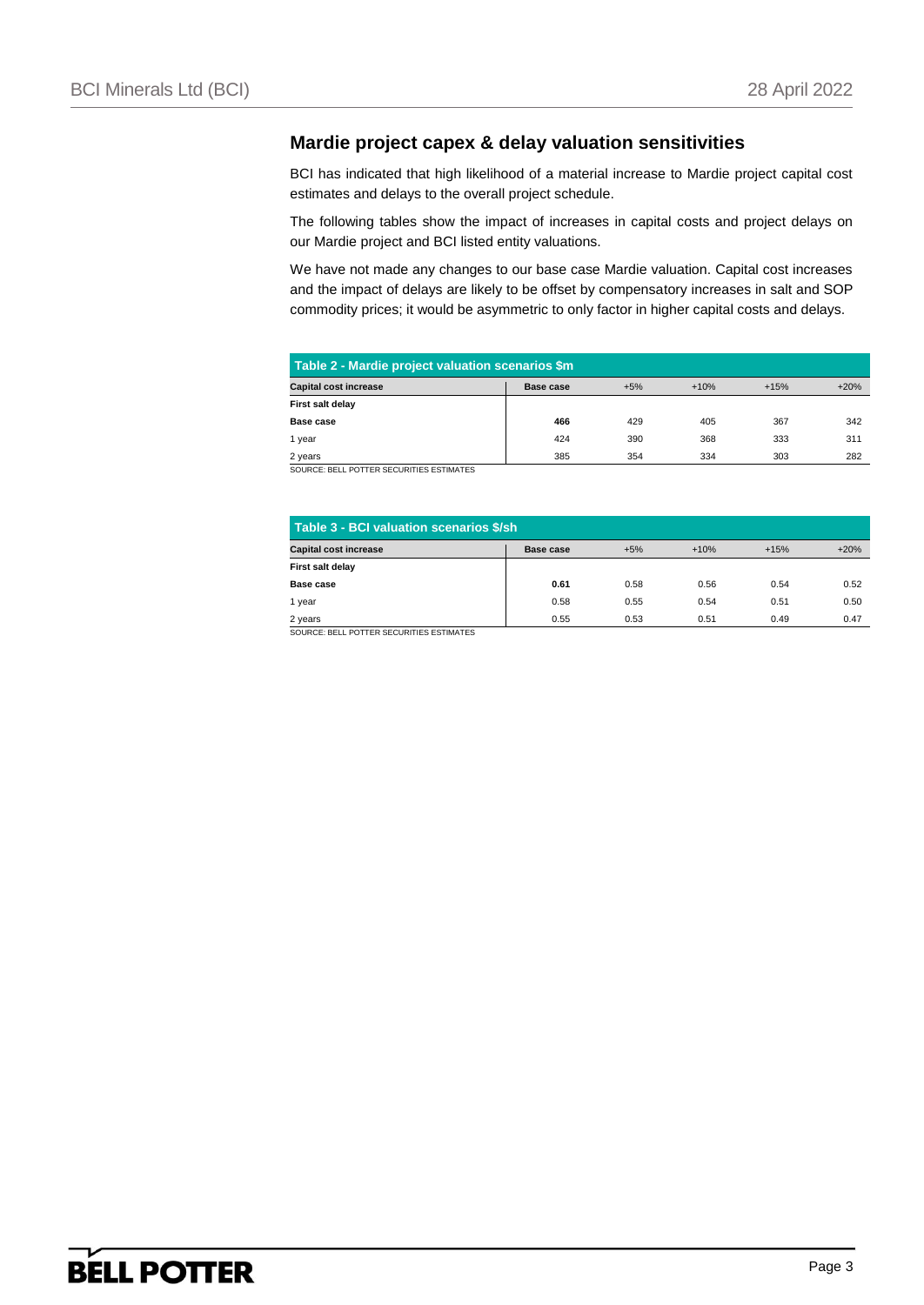## Mardie project capex & delay valuation sensitivities

BCI has indicated that high likelihood of a material increase to Mardie project capital cost estimates and delays to the overall project schedule.

The following tables show the impact of increases in capital costs and project delays on our Mardie project and BCI listed entity valuations.

We have not made any changes to our base case Mardie valuation. Capital cost increases and the impact of delays are likely to be offset by compensatory increases in salt and SOP commodity prices; it would be asymmetric to only factor in higher capital costs and delays.

**Table 2 - Mardie project valuation scenarios $m**

| Capital cost increase | Base case | +5% | +10% | +15% | +20% |
|---|---|---|---|---|---|
| **First salt delay** | | | | | |
| **Base case** | **466** | 429 | 405 | 367 | 342 |
| 1 year | 424 | 390 | 368 | 333 | 311 |
| 2 years | 385 | 354 | 334 | 303 | 282 |

SOURCE: BELL POTTER SECURITIES ESTIMATES

**Table 3 - BCI valuation scenarios $/sh**

| Capital cost increase | Base case | +5% | +10% | +15% | +20% |
|---|---|---|---|---|---|
| **First salt delay** | | | | | |
| **Base case** | **0.61** | 0.58 | 0.56 | 0.54 | 0.52 |
| 1 year | 0.58 | 0.55 | 0.54 | 0.51 | 0.50 |
| 2 years | 0.55 | 0.53 | 0.51 | 0.49 | 0.47 |

SOURCE: BELL POTTER SECURITIES ESTIMATES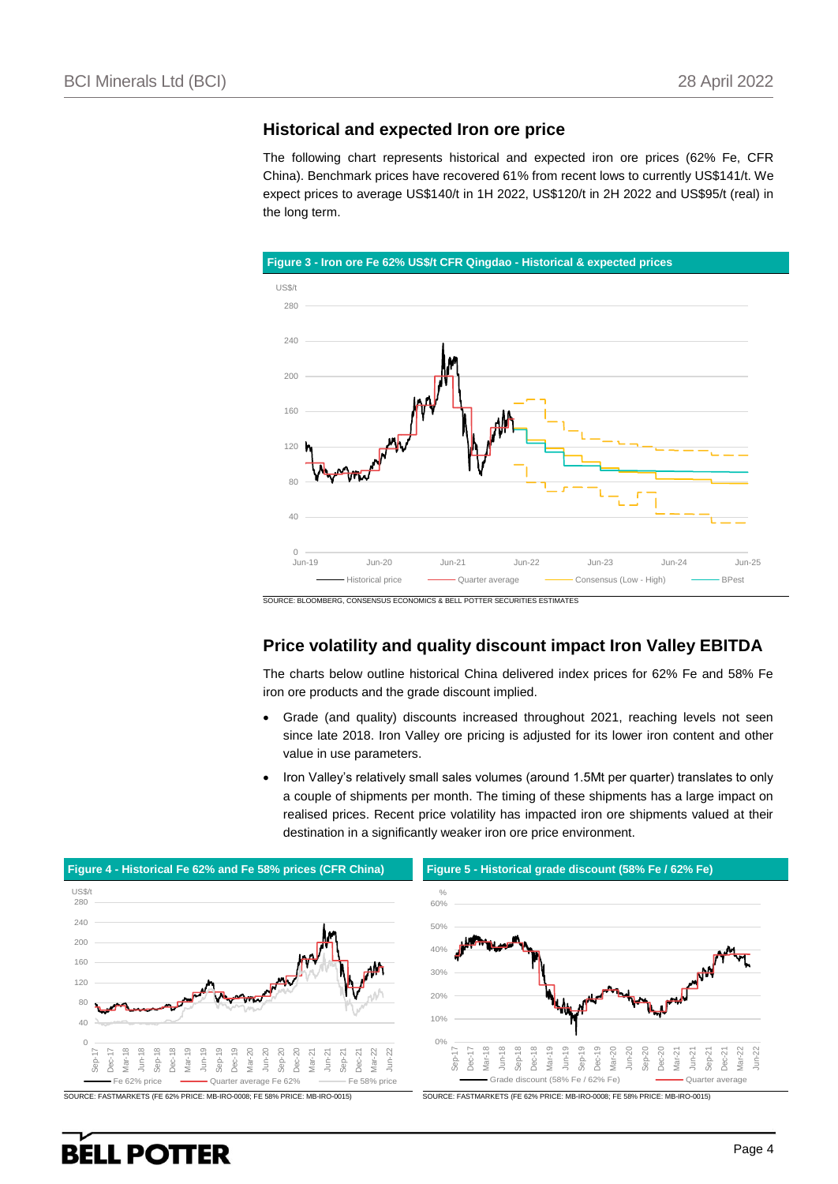## Historical and expected Iron ore price

The following chart represents historical and expected iron ore prices (62% Fe, CFR China). Benchmark prices have recovered 61% from recent lows to currently US$141/t. We expect prices to average US$140/t in 1H 2022, US$120/t in 2H 2022 and US$95/t (real) in the long term.

**Figure 3 - Iron ore Fe 62% US$/t CFR Qingdao - Historical & expected prices**

SOURCE: BLOOMBERG, CONSENSUS ECONOMICS & BELL POTTER SECURITIES ESTIMATES

## Price volatility and quality discount impact Iron Valley EBITDA

The charts below outline historical China delivered index prices for 62% Fe and 58% Fe iron ore products and the grade discount implied.

- Grade (and quality) discounts increased throughout 2021, reaching levels not seen since late 2018. Iron Valley ore pricing is adjusted for its lower iron content and other value in use parameters.
- Iron Valley's relatively small sales volumes (around 1.5Mt per quarter) translates to only a couple of shipments per month. The timing of these shipments has a large impact on realised prices. Recent price volatility has impacted iron ore shipments valued at their destination in a significantly weaker iron ore price environment.

**Figure 4 - Historical Fe 62% and Fe 58% prices (CFR China)**

SOURCE: FASTMARKETS (FE 62% PRICE: MB-IRO-0008; FE 58% PRICE: MB-IRO-0015)

**Figure 5 - Historical grade discount (58% Fe / 62% Fe)**

SOURCE: FASTMARKETS (FE 62% PRICE: MB-IRO-0008; FE 58% PRICE: MB-IRO-0015)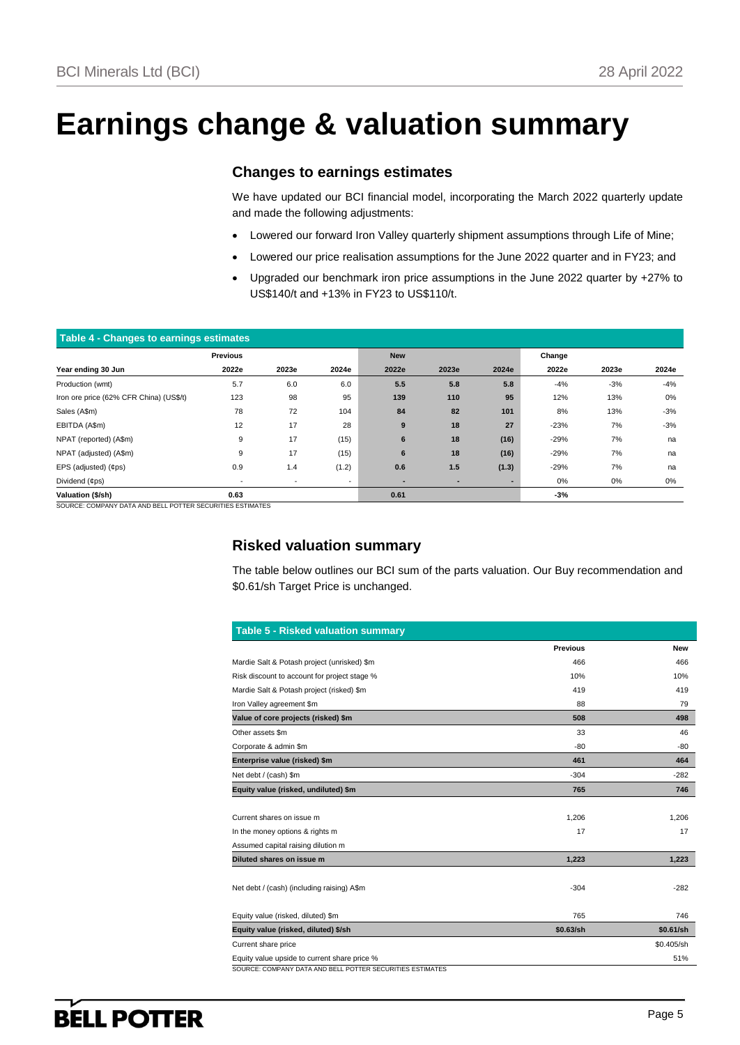# Earnings change & valuation summary

## Changes to earnings estimates

We have updated our BCI financial model, incorporating the March 2022 quarterly update and made the following adjustments:

- Lowered our forward Iron Valley quarterly shipment assumptions through Life of Mine;
- Lowered our price realisation assumptions for the June 2022 quarter and in FY23; and
- Upgraded our benchmark iron price assumptions in the June 2022 quarter by +27% to US$140/t and +13% in FY23 to US$110/t.

**Table 4 - Changes to earnings estimates**

| | Previous | | | New | | | Change | | |
|---|---|---|---|---|---|---|---|---|---|
| **Year ending 30 Jun** | **2022e** | **2023e** | **2024e** | **2022e** | **2023e** | **2024e** | **2022e** | **2023e** | **2024e** |
| Production (wmt) | 5.7 | 6.0 | 6.0 | **5.5** | **5.8** | **5.8** | -4% | -3% | -4% |
| Iron ore price (62% CFR China) (US$/t) | 123 | 98 | 95 | **139** | **110** | **95** | 12% | 13% | 0% |
| Sales (A$m) | 78 | 72 | 104 | **84** | **82** | **101** | 8% | 13% | -3% |
| EBITDA (A$m) | 12 | 17 | 28 | **9** | **18** | **27** | -23% | 7% | -3% |
| NPAT (reported) (A$m) | 9 | 17 | (15) | **6** | **18** | **(16)** | -29% | 7% | na |
| NPAT (adjusted) (A$m) | 9 | 17 | (15) | **6** | **18** | **(16)** | -29% | 7% | na |
| EPS (adjusted) (¢ps) | 0.9 | 1.4 | (1.2) | **0.6** | **1.5** | **(1.3)** | -29% | 7% | na |
| Dividend (¢ps) | - | - | - | **-** | **-** | **-** | 0% | 0% | 0% |
| **Valuation ($/sh)** | **0.63** | | | **0.61** | | | **-3%** | | |

SOURCE: COMPANY DATA AND BELL POTTER SECURITIES ESTIMATES

## Risked valuation summary

The table below outlines our BCI sum of the parts valuation. Our Buy recommendation and $0.61/sh Target Price is unchanged.

**Table 5 - Risked valuation summary**

| | Previous | New |
|---|---|---|
| Mardie Salt & Potash project (unrisked) $m | 466 | 466 |
| Risk discount to account for project stage % | 10% | 10% |
| Mardie Salt & Potash project (risked) $m | 419 | 419 |
| Iron Valley agreement $m | 88 | 79 |
| **Value of core projects (risked) $m** | **508** | **498** |
| Other assets $m | 33 | 46 |
| Corporate & admin $m | -80 | -80 |
| **Enterprise value (risked) $m** | **461** | **464** |
| Net debt / (cash) $m | -304 | -282 |
| **Equity value (risked, undiluted) $m** | **765** | **746** |
| | | |
| Current shares on issue m | 1,206 | 1,206 |
| In the money options & rights m | 17 | 17 |
| Assumed capital raising dilution m | | |
| **Diluted shares on issue m** | **1,223** | **1,223** |
| | | |
| Net debt / (cash) (including raising) A$m | -304 | -282 |
| | | |
| Equity value (risked, diluted) $m | 765 | 746 |
| **Equity value (risked, diluted) $/sh** | **$0.63/sh** | **$0.61/sh** |
| Current share price | | $0.405/sh |
| Equity value upside to current share price % | | 51% |

SOURCE: COMPANY DATA AND BELL POTTER SECURITIES ESTIMATES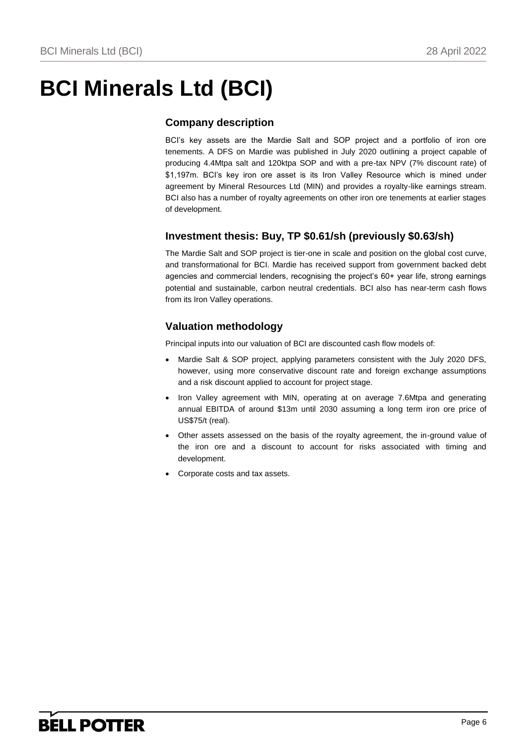# BCI Minerals Ltd (BCI)

## Company description

BCI's key assets are the Mardie Salt and SOP project and a portfolio of iron ore tenements. A DFS on Mardie was published in July 2020 outlining a project capable of producing 4.4Mtpa salt and 120ktpa SOP and with a pre-tax NPV (7% discount rate) of $1,197m. BCI's key iron ore asset is its Iron Valley Resource which is mined under agreement by Mineral Resources Ltd (MIN) and provides a royalty-like earnings stream. BCI also has a number of royalty agreements on other iron ore tenements at earlier stages of development.

## Investment thesis: Buy, TP $0.61/sh (previously $0.63/sh)

The Mardie Salt and SOP project is tier-one in scale and position on the global cost curve, and transformational for BCI. Mardie has received support from government backed debt agencies and commercial lenders, recognising the project's 60+ year life, strong earnings potential and sustainable, carbon neutral credentials. BCI also has near-term cash flows from its Iron Valley operations.

## Valuation methodology

Principal inputs into our valuation of BCI are discounted cash flow models of:

- Mardie Salt & SOP project, applying parameters consistent with the July 2020 DFS, however, using more conservative discount rate and foreign exchange assumptions and a risk discount applied to account for project stage.
- Iron Valley agreement with MIN, operating at on average 7.6Mtpa and generating annual EBITDA of around $13m until 2030 assuming a long term iron ore price of US$75/t (real).
- Other assets assessed on the basis of the royalty agreement, the in-ground value of the iron ore and a discount to account for risks associated with timing and development.
- Corporate costs and tax assets.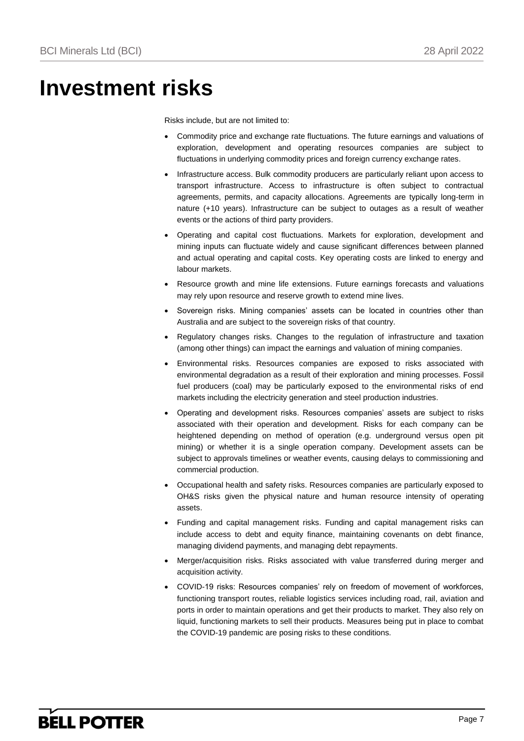# Investment risks

Risks include, but are not limited to:

- Commodity price and exchange rate fluctuations. The future earnings and valuations of exploration, development and operating resources companies are subject to fluctuations in underlying commodity prices and foreign currency exchange rates.
- Infrastructure access. Bulk commodity producers are particularly reliant upon access to transport infrastructure. Access to infrastructure is often subject to contractual agreements, permits, and capacity allocations. Agreements are typically long-term in nature (+10 years). Infrastructure can be subject to outages as a result of weather events or the actions of third party providers.
- Operating and capital cost fluctuations. Markets for exploration, development and mining inputs can fluctuate widely and cause significant differences between planned and actual operating and capital costs. Key operating costs are linked to energy and labour markets.
- Resource growth and mine life extensions. Future earnings forecasts and valuations may rely upon resource and reserve growth to extend mine lives.
- Sovereign risks. Mining companies' assets can be located in countries other than Australia and are subject to the sovereign risks of that country.
- Regulatory changes risks. Changes to the regulation of infrastructure and taxation (among other things) can impact the earnings and valuation of mining companies.
- Environmental risks. Resources companies are exposed to risks associated with environmental degradation as a result of their exploration and mining processes. Fossil fuel producers (coal) may be particularly exposed to the environmental risks of end markets including the electricity generation and steel production industries.
- Operating and development risks. Resources companies' assets are subject to risks associated with their operation and development. Risks for each company can be heightened depending on method of operation (e.g. underground versus open pit mining) or whether it is a single operation company. Development assets can be subject to approvals timelines or weather events, causing delays to commissioning and commercial production.
- Occupational health and safety risks. Resources companies are particularly exposed to OH&S risks given the physical nature and human resource intensity of operating assets.
- Funding and capital management risks. Funding and capital management risks can include access to debt and equity finance, maintaining covenants on debt finance, managing dividend payments, and managing debt repayments.
- Merger/acquisition risks. Risks associated with value transferred during merger and acquisition activity.
- COVID-19 risks: Resources companies' rely on freedom of movement of workforces, functioning transport routes, reliable logistics services including road, rail, aviation and ports in order to maintain operations and get their products to market. They also rely on liquid, functioning markets to sell their products. Measures being put in place to combat the COVID-19 pandemic are posing risks to these conditions.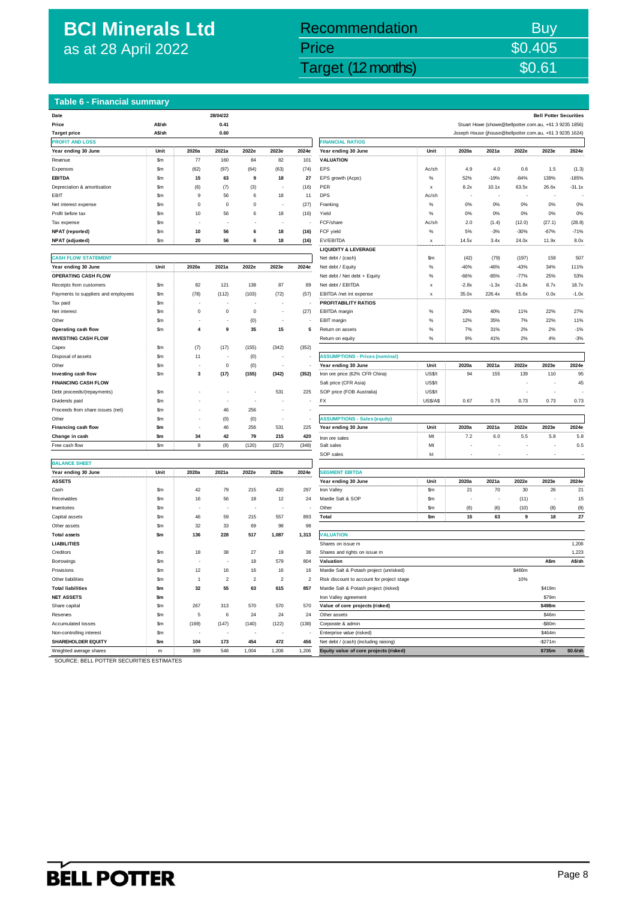# BCI Minerals Ltd
as at 28 April 2022

| Recommendation | Buy |
|---|---|
| Price | $0.405 |
| Target (12 months) | $0.61 |

## Table 6 - Financial summary

| Date | | 28/04/22 |
|---|---|---|
| Price | A$/sh | 0.41 |
| Target price | A$/sh | 0.60 |

Bell Potter Securities
Stuart Howe (showe@bellpotter.com.au, +61 3 9235 1856)
Joseph House (jhouse@bellpotter.com.au, +61 3 9235 1624)

**PROFIT AND LOSS**

| Year ending 30 June | Unit | 2020a | 2021a | 2022e | 2023e | 2024e |
|---|---|---|---|---|---|---|
| Revenue | $m | 77 | 160 | 84 | 82 | 101 |
| Expenses | $m | (62) | (97) | (64) | (63) | (74) |
| **EBITDA** | $m | **15** | **63** | **9** | **18** | **27** |
| Depreciation & amortisation | $m | (6) | (7) | (3) | - | (16) |
| EBIT | $m | 9 | 56 | 6 | 18 | 11 |
| Net interest expense | $m | 0 | 0 | 0 | - | (27) |
| Profit before tax | $m | 10 | 56 | 6 | 18 | (16) |
| Tax expense | $m | - | - | - | - | - |
| **NPAT (reported)** | $m | **10** | **56** | **6** | **18** | **(16)** |
| **NPAT (adjusted)** | $m | **20** | **56** | **6** | **18** | **(16)** |

**CASH FLOW STATEMENT**

| Year ending 30 June | Unit | 2020a | 2021a | 2022e | 2023e | 2024e |
|---|---|---|---|---|---|---|
| **OPERATING CASH FLOW** | | | | | | |
| Receipts from customers | $m | 82 | 121 | 138 | 87 | 89 |
| Payments to suppliers and employees | $m | (78) | (112) | (103) | (72) | (57) |
| Tax paid | $m | - | - | - | - | - |
| Net interest | $m | 0 | 0 | 0 | - | (27) |
| Other | $m | - | - | (0) | - | - |
| **Operating cash flow** | $m | **4** | **9** | **35** | **15** | **5** |
| **INVESTING CASH FLOW** | | | | | | |
| Capex | $m | (7) | (17) | (155) | (342) | (352) |
| Disposal of assets | $m | 11 | - | (0) | - | - |
| Other | $m | - | 0 | (0) | - | - |
| **Investing cash flow** | $m | **3** | **(17)** | **(155)** | **(342)** | **(352)** |
| **FINANCING CASH FLOW** | | | | | | |
| Debt proceeds/(repayments) | $m | - | - | - | 531 | 225 |
| Dividends paid | $m | - | - | - | - | - |
| Proceeds from share issues (net) | $m | - | 46 | 256 | - | - |
| Other | $m | - | (0) | (0) | - | - |
| **Financing cash flow** | **$m** | **-** | **46** | **256** | **531** | **225** |
| **Change in cash** | **$m** | **34** | **42** | **79** | **215** | **420** |
| Free cash flow | $m | 8 | (8) | (120) | (327) | (348) |

**BALANCE SHEET**

| Year ending 30 June | Unit | 2020a | 2021a | 2022e | 2023e | 2024e |
|---|---|---|---|---|---|---|
| **ASSETS** | | | | | | |
| Cash | $m | 42 | 79 | 215 | 420 | 297 |
| Receivables | $m | 16 | 56 | 18 | 12 | 24 |
| Inventories | $m | - | - | - | - | - |
| Capital assets | $m | 46 | 59 | 215 | 557 | 893 |
| Other assets | $m | 32 | 33 | 69 | 98 | 98 |
| **Total assets** | **$m** | **136** | **228** | **517** | **1,087** | **1,313** |
| **LIABILITIES** | | | | | | |
| Creditors | $m | 18 | 38 | 27 | 19 | 36 |
| Borrowings | $m | - | - | 18 | 579 | 804 |
| Provisions | $m | 12 | 16 | 16 | 16 | 16 |
| Other liabilities | $m | 1 | 2 | 2 | 2 | 2 |
| **Total liabilities** | **$m** | **32** | **55** | **63** | **615** | **857** |
| **NET ASSETS** | **$m** | | | | | |
| Share capital | $m | 267 | 313 | 570 | 570 | 570 |
| Reserves | $m | 5 | 6 | 24 | 24 | 24 |
| Accumulated losses | $m | (169) | (147) | (140) | (122) | (138) |
| Non-controlling interest | $m | - | - | - | - | - |
| **SHAREHOLDER EQUITY** | **$m** | **104** | **173** | **454** | **472** | **456** |
| Weighted average shares | m | 399 | 548 | 1,004 | 1,206 | 1,206 |

**FINANCIAL RATIOS**

| Year ending 30 June | Unit | 2020a | 2021a | 2022e | 2023e | 2024e |
|---|---|---|---|---|---|---|
| **VALUATION** | | | | | | |
| EPS | Ac/sh | 4.9 | 4.0 | 0.6 | 1.5 | (1.3) |
| EPS growth (Acps) | % | 52% | -19% | -84% | 139% | -185% |
| PER | x | 8.2x | 10.1x | 63.5x | 26.6x | -31.1x |
| DPS | Ac/sh | - | - | - | - | - |
| Franking | % | 0% | 0% | 0% | 0% | 0% |
| Yield | % | 0% | 0% | 0% | 0% | 0% |
| FCF/share | Ac/sh | 2.0 | (1.4) | (12.0) | (27.1) | (28.8) |
| FCF yield | % | 5% | -3% | -30% | -67% | -71% |
| EV/EBITDA | x | 14.5x | 3.4x | 24.0x | 11.9x | 8.0x |
| **LIQUIDITY & LEVERAGE** | | | | | | |
| Net debt / (cash) | $m | (42) | (79) | (197) | 159 | 507 |
| Net debt / Equity | % | -40% | -46% | -43% | 34% | 111% |
| Net debt / Net debt + Equity | % | -66% | -85% | -77% | 25% | 53% |
| Net debt / EBITDA | x | -2.8x | -1.3x | -21.8x | 8.7x | 18.7x |
| EBITDA /net int expense | x | 35.0x | 226.4x | 65.6x | 0.0x | -1.0x |
| **PROFITABILITY RATIOS** | | | | | | |
| EBITDA margin | % | 20% | 40% | 11% | 22% | 27% |
| EBIT margin | % | 12% | 35% | 7% | 22% | 11% |
| Return on assets | % | 7% | 31% | 2% | 2% | -1% |
| Return on equity | % | 9% | 41% | 2% | 4% | -3% |

**ASSUMPTIONS - Prices (nominal)**

| Year ending 30 June | Unit | 2020a | 2021a | 2022e | 2023e | 2024e |
|---|---|---|---|---|---|---|
| Iron ore price (62% CFR China) | US$/t | 94 | 155 | 139 | 110 | 95 |
| Salt price (CFR Asia) | US$/t | | | - | - | 45 |
| SOP price (FOB Australia) | US$/t | | | - | - | - |
| FX | US$/A$ | 0.67 | 0.75 | 0.73 | 0.73 | 0.73 |

**ASSUMPTIONS - Sales (equity)**

| Year ending 30 June | Unit | 2020a | 2021a | 2022e | 2023e | 2024e |
|---|---|---|---|---|---|---|
| Iron ore sales | Mt | 7.2 | 6.0 | 5.5 | 5.8 | 5.8 |
| Salt sales | Mt | - | - | - | - | 0.5 |
| SOP sales | kt | - | - | - | - | - |

**SEGMENT EBITDA**

| Year ending 30 June | Unit | 2020a | 2021a | 2022e | 2023e | 2024e |
|---|---|---|---|---|---|---|
| Iron Valley | $m | 21 | 70 | 30 | 26 | 21 |
| Mardie Salt & SOP | $m | - | - | (11) | - | 15 |
| Other | $m | (6) | (6) | (10) | (8) | (8) |
| **Total** | **$m** | **15** | **63** | **9** | **18** | **27** |

**VALUATION**

| | | | |
|---|---|---|---|
| Shares on issue m | | | 1,206 |
| Shares and rights on issue m | | | 1,223 |
| **Valuation** | | **A$m** | **A$/sh** |
| Mardie Salt & Potash project (unrisked) | $466m | | |
| Risk discount to account for project stage | 10% | | |
| Mardie Salt & Potash project (risked) | | $419m | |
| Iron Valley agreement | | $79m | |
| **Value of core projects (risked)** | | **$498m** | |
| Other assets | | $46m | |
| Corporate & admin | | -$80m | |
| Enterprise value (risked) | | $464m | |
| Net debt / (cash) (including raising) | | -$271m | |
| **Equity value of core projects (risked)** | | **$735m** | **$0.6/sh** |

SOURCE: BELL POTTER SECURITIES ESTIMATES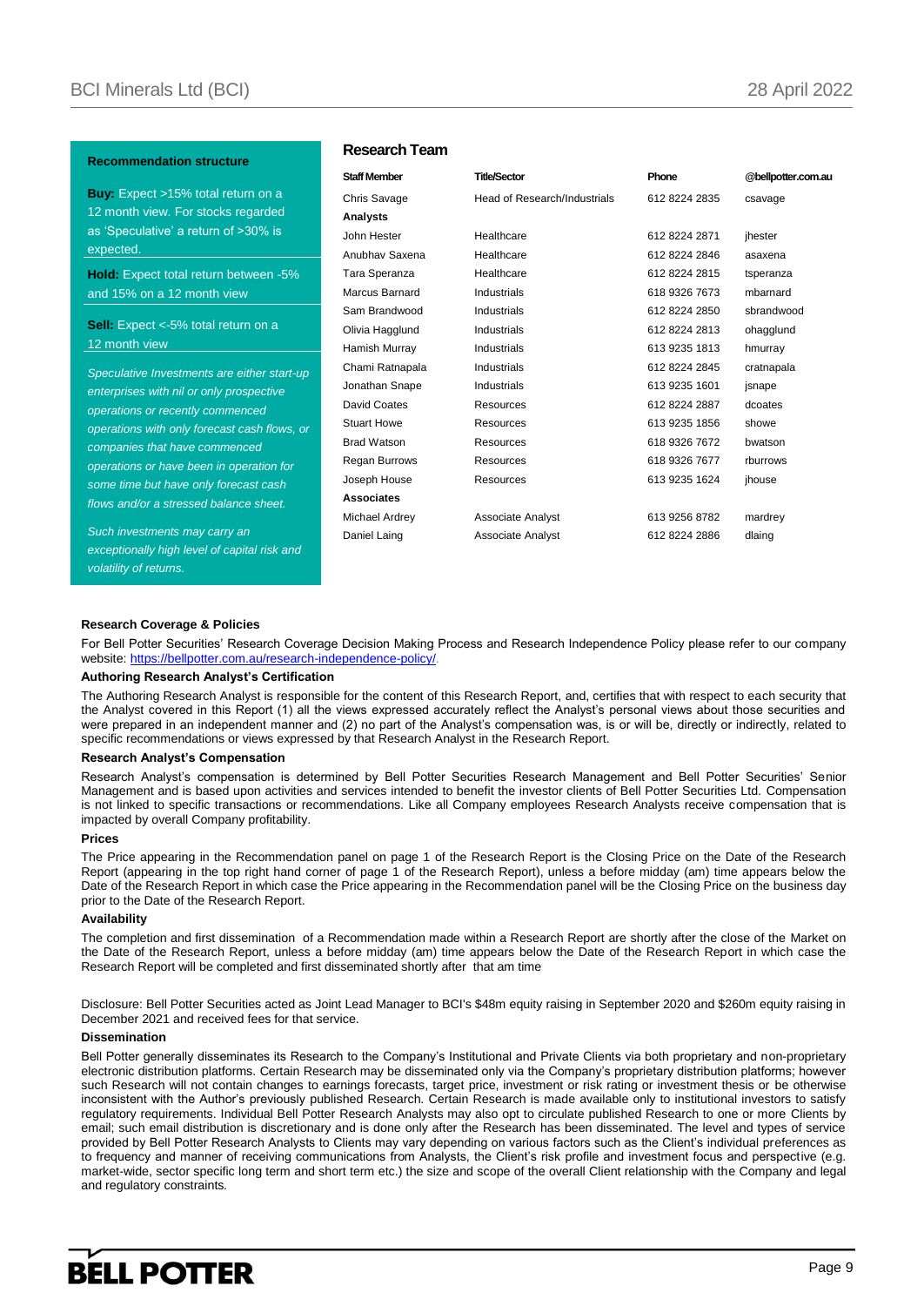### Recommendation structure

**Buy:** Expect >15% total return on a 12 month view. For stocks regarded as 'Speculative' a return of >30% is expected.

**Hold:** Expect total return between -5% and 15% on a 12 month view

**Sell:** Expect <-5% total return on a 12 month view

*Speculative Investments are either start-up enterprises with nil or only prospective operations or recently commenced operations with only forecast cash flows, or companies that have commenced operations or have been in operation for some time but have only forecast cash flows and/or a stressed balance sheet.*

*Such investments may carry an exceptionally high level of capital risk and volatility of returns.*

## Research Team

| Staff Member | Title/Sector | Phone | @bellpotter.com.au |
|---|---|---|---|
| Chris Savage | Head of Research/Industrials | 612 8224 2835 | csavage |
| **Analysts** | | | |
| John Hester | Healthcare | 612 8224 2871 | jhester |
| Anubhav Saxena | Healthcare | 612 8224 2846 | asaxena |
| Tara Speranza | Healthcare | 612 8224 2815 | tsperanza |
| Marcus Barnard | Industrials | 618 9326 7673 | mbarnard |
| Sam Brandwood | Industrials | 612 8224 2850 | sbrandwood |
| Olivia Hagglund | Industrials | 612 8224 2813 | ohagglund |
| Hamish Murray | Industrials | 613 9235 1813 | hmurray |
| Chami Ratnapala | Industrials | 612 8224 2845 | cratnapala |
| Jonathan Snape | Industrials | 613 9235 1601 | jsnape |
| David Coates | Resources | 612 8224 2887 | dcoates |
| Stuart Howe | Resources | 613 9235 1856 | showe |
| Brad Watson | Resources | 618 9326 7672 | bwatson |
| Regan Burrows | Resources | 618 9326 7677 | rburrows |
| Joseph House | Resources | 613 9235 1624 | jhouse |
| **Associates** | | | |
| Michael Ardrey | Associate Analyst | 613 9256 8782 | mardrey |
| Daniel Laing | Associate Analyst | 612 8224 2886 | dlaing |

#### Research Coverage & Policies

For Bell Potter Securities' Research Coverage Decision Making Process and Research Independence Policy please refer to our company website: https://bellpotter.com.au/research-independence-policy/.

#### Authoring Research Analyst's Certification

The Authoring Research Analyst is responsible for the content of this Research Report, and, certifies that with respect to each security that the Analyst covered in this Report (1) all the views expressed accurately reflect the Analyst's personal views about those securities and were prepared in an independent manner and (2) no part of the Analyst's compensation was, is or will be, directly or indirectly, related to specific recommendations or views expressed by that Research Analyst in the Research Report.

#### Research Analyst's Compensation

Research Analyst's compensation is determined by Bell Potter Securities Research Management and Bell Potter Securities' Senior Management and is based upon activities and services intended to benefit the investor clients of Bell Potter Securities Ltd. Compensation is not linked to specific transactions or recommendations. Like all Company employees Research Analysts receive compensation that is impacted by overall Company profitability.

#### Prices

The Price appearing in the Recommendation panel on page 1 of the Research Report is the Closing Price on the Date of the Research Report (appearing in the top right hand corner of page 1 of the Research Report), unless a before midday (am) time appears below the Date of the Research Report in which case the Price appearing in the Recommendation panel will be the Closing Price on the business day prior to the Date of the Research Report.

#### Availability

The completion and first dissemination of a Recommendation made within a Research Report are shortly after the close of the Market on the Date of the Research Report, unless a before midday (am) time appears below the Date of the Research Report in which case the Research Report will be completed and first disseminated shortly after that am time

Disclosure: Bell Potter Securities acted as Joint Lead Manager to BCI's $48m equity raising in September 2020 and $260m equity raising in December 2021 and received fees for that service.

#### Dissemination

Bell Potter generally disseminates its Research to the Company's Institutional and Private Clients via both proprietary and non-proprietary electronic distribution platforms. Certain Research may be disseminated only via the Company's proprietary distribution platforms; however such Research will not contain changes to earnings forecasts, target price, investment or risk rating or investment thesis or be otherwise inconsistent with the Author's previously published Research. Certain Research is made available only to institutional investors to satisfy regulatory requirements. Individual Bell Potter Research Analysts may also opt to circulate published Research to one or more Clients by email; such email distribution is discretionary and is done only after the Research has been disseminated. The level and types of service provided by Bell Potter Research Analysts to Clients may vary depending on various factors such as the Client's individual preferences as to frequency and manner of receiving communications from Analysts, the Client's risk profile and investment focus and perspective (e.g. market-wide, sector specific long term and short term etc.) the size and scope of the overall Client relationship with the Company and legal and regulatory constraints.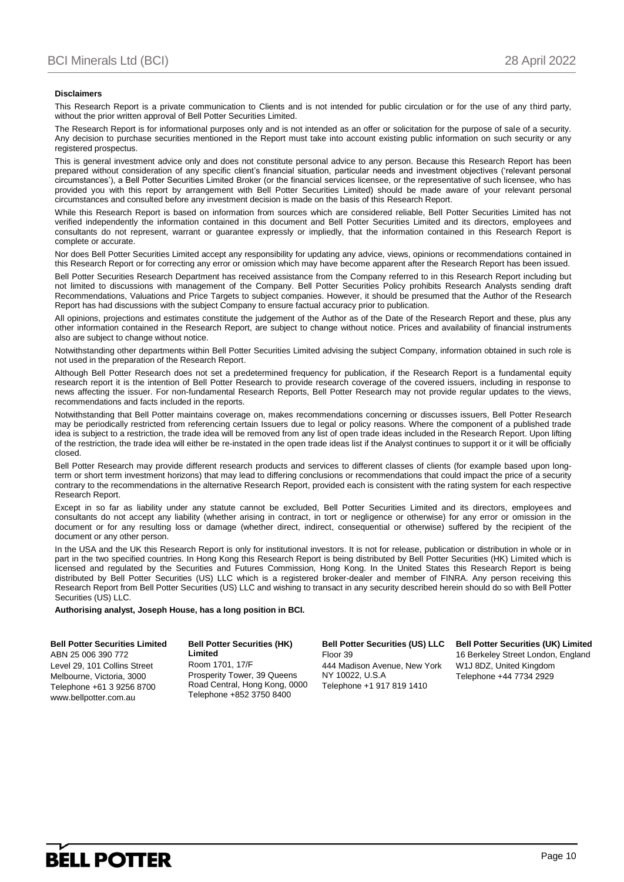**Disclaimers**

This Research Report is a private communication to Clients and is not intended for public circulation or for the use of any third party, without the prior written approval of Bell Potter Securities Limited.

The Research Report is for informational purposes only and is not intended as an offer or solicitation for the purpose of sale of a security. Any decision to purchase securities mentioned in the Report must take into account existing public information on such security or any registered prospectus.

This is general investment advice only and does not constitute personal advice to any person. Because this Research Report has been prepared without consideration of any specific client's financial situation, particular needs and investment objectives ('relevant personal circumstances'), a Bell Potter Securities Limited Broker (or the financial services licensee, or the representative of such licensee, who has provided you with this report by arrangement with Bell Potter Securities Limited) should be made aware of your relevant personal circumstances and consulted before any investment decision is made on the basis of this Research Report.

While this Research Report is based on information from sources which are considered reliable, Bell Potter Securities Limited has not verified independently the information contained in this document and Bell Potter Securities Limited and its directors, employees and consultants do not represent, warrant or guarantee expressly or impliedly, that the information contained in this Research Report is complete or accurate.

Nor does Bell Potter Securities Limited accept any responsibility for updating any advice, views, opinions or recommendations contained in this Research Report or for correcting any error or omission which may have become apparent after the Research Report has been issued.

Bell Potter Securities Research Department has received assistance from the Company referred to in this Research Report including but not limited to discussions with management of the Company. Bell Potter Securities Policy prohibits Research Analysts sending draft Recommendations, Valuations and Price Targets to subject companies. However, it should be presumed that the Author of the Research Report has had discussions with the subject Company to ensure factual accuracy prior to publication.

All opinions, projections and estimates constitute the judgement of the Author as of the Date of the Research Report and these, plus any other information contained in the Research Report, are subject to change without notice. Prices and availability of financial instruments also are subject to change without notice.

Notwithstanding other departments within Bell Potter Securities Limited advising the subject Company, information obtained in such role is not used in the preparation of the Research Report.

Although Bell Potter Research does not set a predetermined frequency for publication, if the Research Report is a fundamental equity research report it is the intention of Bell Potter Research to provide research coverage of the covered issuers, including in response to news affecting the issuer. For non-fundamental Research Reports, Bell Potter Research may not provide regular updates to the views, recommendations and facts included in the reports.

Notwithstanding that Bell Potter maintains coverage on, makes recommendations concerning or discusses issuers, Bell Potter Research may be periodically restricted from referencing certain Issuers due to legal or policy reasons. Where the component of a published trade idea is subject to a restriction, the trade idea will be removed from any list of open trade ideas included in the Research Report. Upon lifting of the restriction, the trade idea will either be re-instated in the open trade ideas list if the Analyst continues to support it or it will be officially closed.

Bell Potter Research may provide different research products and services to different classes of clients (for example based upon long-term or short term investment horizons) that may lead to differing conclusions or recommendations that could impact the price of a security contrary to the recommendations in the alternative Research Report, provided each is consistent with the rating system for each respective Research Report.

Except in so far as liability under any statute cannot be excluded, Bell Potter Securities Limited and its directors, employees and consultants do not accept any liability (whether arising in contract, in tort or negligence or otherwise) for any error or omission in the document or for any resulting loss or damage (whether direct, indirect, consequential or otherwise) suffered by the recipient of the document or any other person.

In the USA and the UK this Research Report is only for institutional investors. It is not for release, publication or distribution in whole or in part in the two specified countries. In Hong Kong this Research Report is being distributed by Bell Potter Securities (HK) Limited which is licensed and regulated by the Securities and Futures Commission, Hong Kong. In the United States this Research Report is being distributed by Bell Potter Securities (US) LLC which is a registered broker-dealer and member of FINRA. Any person receiving this Research Report from Bell Potter Securities (US) LLC and wishing to transact in any security described herein should do so with Bell Potter Securities (US) LLC.

**Authorising analyst, Joseph House, has a long position in BCI.**

**Bell Potter Securities Limited**
ABN 25 006 390 772
Level 29, 101 Collins Street
Melbourne, Victoria, 3000
Telephone +61 3 9256 8700
www.bellpotter.com.au

**Bell Potter Securities (HK) Limited**
Room 1701, 17/F
Prosperity Tower, 39 Queens Road Central, Hong Kong, 0000
Telephone +852 3750 8400

**Bell Potter Securities (US) LLC**
Floor 39
444 Madison Avenue, New York NY 10022, U.S.A
Telephone +1 917 819 1410

**Bell Potter Securities (UK) Limited**
16 Berkeley Street London, England W1J 8DZ, United Kingdom
Telephone +44 7734 2929